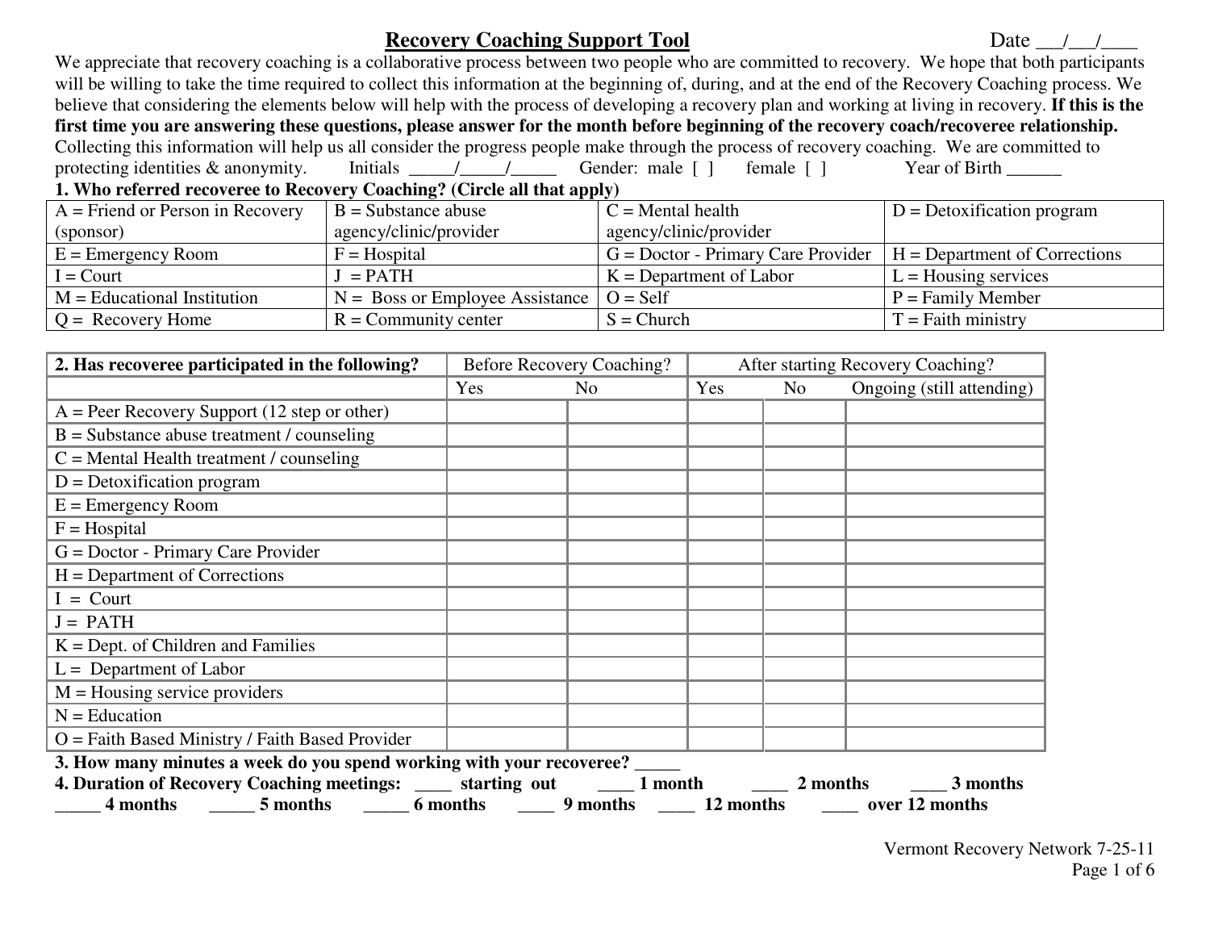# Recovery Coaching Support Tool

Date ___/___/____

We appreciate that recovery coaching is a collaborative process between two people who are committed to recovery. We hope that both participants will be willing to take the time required to collect this information at the beginning of, during, and at the end of the Recovery Coaching process. We believe that considering the elements below will help with the process of developing a recovery plan and working at living in recovery. **If this is the first time you are answering these questions, please answer for the month before beginning of the recovery coach/recoveree relationship.** Collecting this information will help us all consider the progress people make through the process of recovery coaching. We are committed to protecting identities & anonymity. Initials _____/_____/_____ Gender: male [ ] female [ ] Year of Birth ______

**1. Who referred recoveree to Recovery Coaching? (Circle all that apply)**

| | | | |
|---|---|---|---|
| A = Friend or Person in Recovery (sponsor) | B = Substance abuse agency/clinic/provider | C = Mental health agency/clinic/provider | D = Detoxification program |
| E = Emergency Room | F = Hospital | G = Doctor - Primary Care Provider | H = Department of Corrections |
| I = Court | J = PATH | K = Department of Labor | L = Housing services |
| M = Educational Institution | N = Boss or Employee Assistance | O = Self | P = Family Member |
| Q = Recovery Home | R = Community center | S = Church | T = Faith ministry |

| **2. Has recoveree participated in the following?** | Before Recovery Coaching? | | After starting Recovery Coaching? | | |
|---|---|---|---|---|---|
| | Yes | No | Yes | No | Ongoing (still attending) |
| A = Peer Recovery Support (12 step or other) | | | | | |
| B = Substance abuse treatment / counseling | | | | | |
| C = Mental Health treatment / counseling | | | | | |
| D = Detoxification program | | | | | |
| E = Emergency Room | | | | | |
| F = Hospital | | | | | |
| G = Doctor - Primary Care Provider | | | | | |
| H = Department of Corrections | | | | | |
| I = Court | | | | | |
| J = PATH | | | | | |
| K = Dept. of Children and Families | | | | | |
| L = Department of Labor | | | | | |
| M = Housing service providers | | | | | |
| N = Education | | | | | |
| O = Faith Based Ministry / Faith Based Provider | | | | | |

**3. How many minutes a week do you spend working with your recoveree? _____**

**4. Duration of Recovery Coaching meetings: ____ starting out ____ 1 month ____ 2 months ____ 3 months _____ 4 months _____ 5 months _____ 6 months ____ 9 months ____ 12 months ____ over 12 months**

Vermont Recovery Network 7-25-11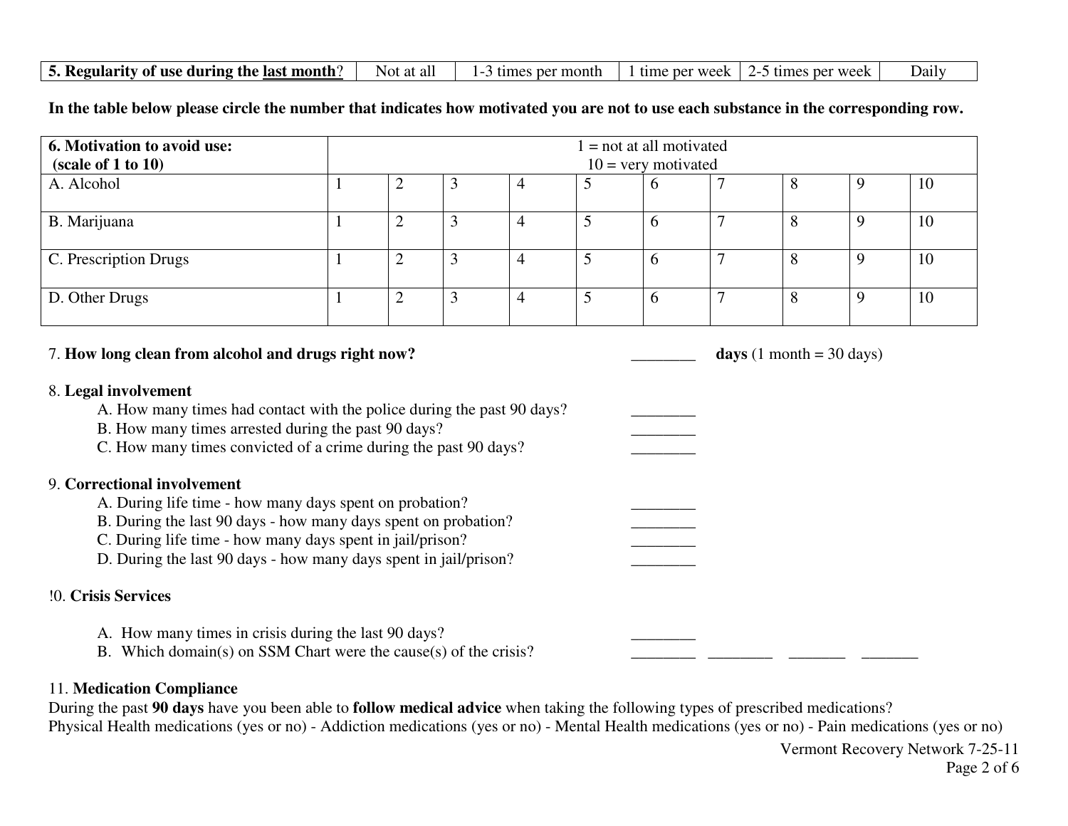| **5. Regularity of use during the last month?** | Not at all | 1-3 times per month | 1 time per week | 2-5 times per week | Daily |
|---|---|---|---|---|---|

**In the table below please circle the number that indicates how motivated you are not to use each substance in the corresponding row.**

| **6. Motivation to avoid use: (scale of 1 to 10)** | 1 = not at all motivated 10 = very motivated | | | | | | | | | |
|---|---|---|---|---|---|---|---|---|---|---|
| A. Alcohol | 1 | 2 | 3 | 4 | 5 | 6 | 7 | 8 | 9 | 10 |
| B. Marijuana | 1 | 2 | 3 | 4 | 5 | 6 | 7 | 8 | 9 | 10 |
| C. Prescription Drugs | 1 | 2 | 3 | 4 | 5 | 6 | 7 | 8 | 9 | 10 |
| D. Other Drugs | 1 | 2 | 3 | 4 | 5 | 6 | 7 | 8 | 9 | 10 |

7. **How long clean from alcohol and drugs right now?** ________ **days** (1 month = 30 days)

8. **Legal involvement**

A. How many times had contact with the police during the past 90 days? ________

B. How many times arrested during the past 90 days? ________

C. How many times convicted of a crime during the past 90 days? ________

9. **Correctional involvement**

A. During life time - how many days spent on probation? ________

B. During the last 90 days - how many days spent on probation? ________

C. During life time - how many days spent in jail/prison? ________

D. During the last 90 days - how many days spent in jail/prison? ________

!0. **Crisis Services**

A. How many times in crisis during the last 90 days? ________

B. Which domain(s) on SSM Chart were the cause(s) of the crisis? ________ ________ _______ _______

11. **Medication Compliance**

During the past **90 days** have you been able to **follow medical advice** when taking the following types of prescribed medications?

Physical Health medications (yes or no) - Addiction medications (yes or no) - Mental Health medications (yes or no) - Pain medications (yes or no)

Vermont Recovery Network 7-25-11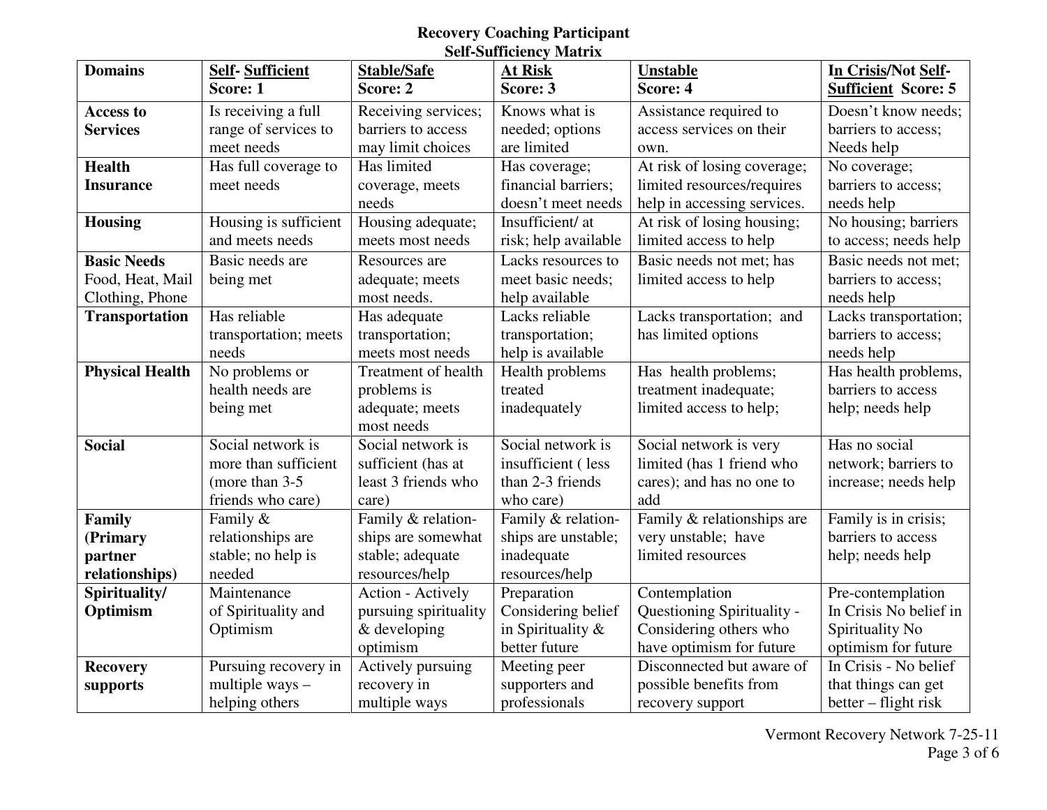# Recovery Coaching Participant
## Self-Sufficiency Matrix

| Domains | Self- Sufficient Score: 1 | Stable/Safe Score: 2 | At Risk Score: 3 | Unstable Score: 4 | In Crisis/Not Self-Sufficient Score: 5 |
|---|---|---|---|---|---|
| **Access to Services** | Is receiving a full range of services to meet needs | Receiving services; barriers to access may limit choices | Knows what is needed; options are limited | Assistance required to access services on their own. | Doesn't know needs; barriers to access; Needs help |
| **Health Insurance** | Has full coverage to meet needs | Has limited coverage, meets needs | Has coverage; financial barriers; doesn't meet needs | At risk of losing coverage; limited resources/requires help in accessing services. | No coverage; barriers to access; needs help |
| **Housing** | Housing is sufficient and meets needs | Housing adequate; meets most needs | Insufficient/ at risk; help available | At risk of losing housing; limited access to help | No housing; barriers to access; needs help |
| **Basic Needs** Food, Heat, Mail Clothing, Phone | Basic needs are being met | Resources are adequate; meets most needs. | Lacks resources to meet basic needs; help available | Basic needs not met; has limited access to help | Basic needs not met; barriers to access; needs help |
| **Transportation** | Has reliable transportation; meets needs | Has adequate transportation; meets most needs | Lacks reliable transportation; help is available | Lacks transportation; and has limited options | Lacks transportation; barriers to access; needs help |
| **Physical Health** | No problems or health needs are being met | Treatment of health problems is adequate; meets most needs | Health problems treated inadequately | Has health problems; treatment inadequate; limited access to help; | Has health problems, barriers to access help; needs help |
| **Social** | Social network is more than sufficient (more than 3-5 friends who care) | Social network is sufficient (has at least 3 friends who care) | Social network is insufficient ( less than 2-3 friends who care) | Social network is very limited (has 1 friend who cares); and has no one to add | Has no social network; barriers to increase; needs help |
| **Family (Primary partner relationships)** | Family & relationships are stable; no help is needed | Family & relation-ships are somewhat stable; adequate resources/help | Family & relation-ships are unstable; inadequate resources/help | Family & relationships are very unstable; have limited resources | Family is in crisis; barriers to access help; needs help |
| **Spirituality/ Optimism** | Maintenance of Spirituality and Optimism | Action - Actively pursuing spirituality & developing optimism | Preparation Considering belief in Spirituality & better future | Contemplation Questioning Spirituality - Considering others who have optimism for future | Pre-contemplation In Crisis No belief in Spirituality No optimism for future |
| **Recovery supports** | Pursuing recovery in multiple ways – helping others | Actively pursuing recovery in multiple ways | Meeting peer supporters and professionals | Disconnected but aware of possible benefits from recovery support | In Crisis - No belief that things can get better – flight risk |

Vermont Recovery Network 7-25-11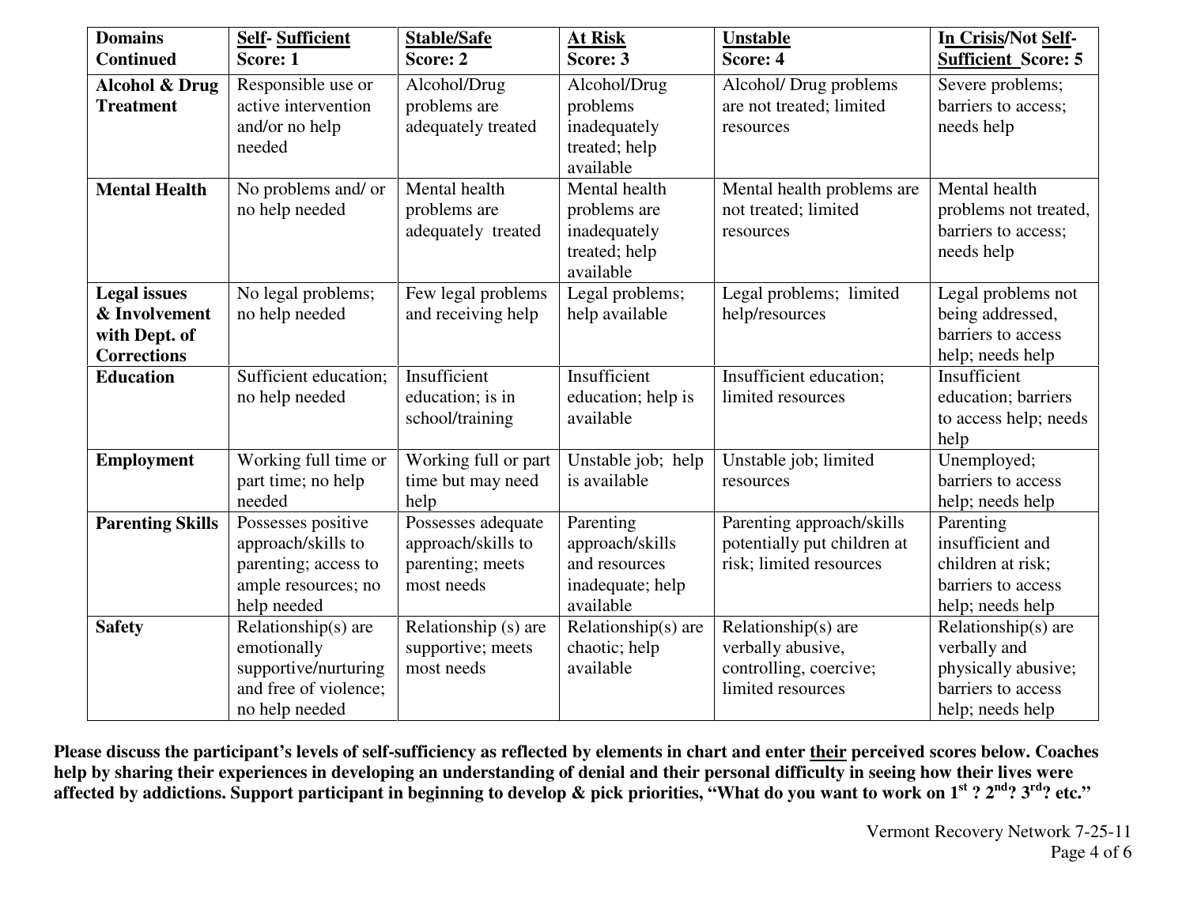| **Domains Continued** | **Self- Sufficient Score: 1** | **Stable/Safe Score: 2** | **At Risk Score: 3** | **Unstable Score: 4** | **In Crisis/Not Self-Sufficient Score: 5** |
|---|---|---|---|---|---|
| **Alcohol & Drug Treatment** | Responsible use or active intervention and/or no help needed | Alcohol/Drug problems are adequately treated | Alcohol/Drug problems inadequately treated; help available | Alcohol/ Drug problems are not treated; limited resources | Severe problems; barriers to access; needs help |
| **Mental Health** | No problems and/ or no help needed | Mental health problems are adequately treated | Mental health problems are inadequately treated; help available | Mental health problems are not treated; limited resources | Mental health problems not treated, barriers to access; needs help |
| **Legal issues & Involvement with Dept. of Corrections** | No legal problems; no help needed | Few legal problems and receiving help | Legal problems; help available | Legal problems; limited help/resources | Legal problems not being addressed, barriers to access help; needs help |
| **Education** | Sufficient education; no help needed | Insufficient education; is in school/training | Insufficient education; help is available | Insufficient education; limited resources | Insufficient education; barriers to access help; needs help |
| **Employment** | Working full time or part time; no help needed | Working full or part time but may need help | Unstable job; help is available | Unstable job; limited resources | Unemployed; barriers to access help; needs help |
| **Parenting Skills** | Possesses positive approach/skills to parenting; access to ample resources; no help needed | Possesses adequate approach/skills to parenting; meets most needs | Parenting approach/skills and resources inadequate; help available | Parenting approach/skills potentially put children at risk; limited resources | Parenting insufficient and children at risk; barriers to access help; needs help |
| **Safety** | Relationship(s) are emotionally supportive/nurturing and free of violence; no help needed | Relationship (s) are supportive; meets most needs | Relationship(s) are chaotic; help available | Relationship(s) are verbally abusive, controlling, coercive; limited resources | Relationship(s) are verbally and physically abusive; barriers to access help; needs help |

**Please discuss the participant's levels of self-sufficiency as reflected by elements in chart and enter their perceived scores below. Coaches help by sharing their experiences in developing an understanding of denial and their personal difficulty in seeing how their lives were affected by addictions. Support participant in beginning to develop & pick priorities, "What do you want to work on 1st ? 2nd? 3rd? etc."**

Vermont Recovery Network 7-25-11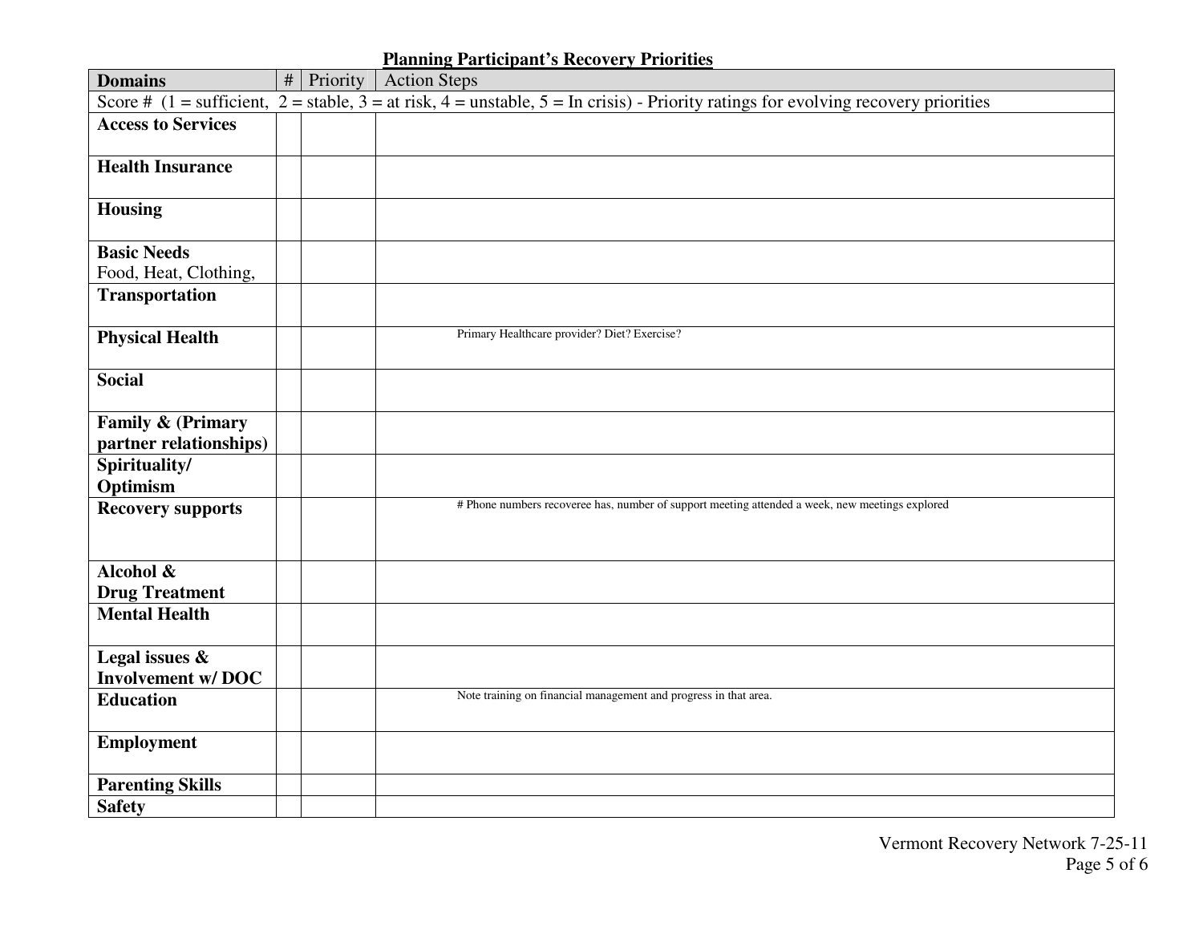**Planning Participant's Recovery Priorities**

| Domains | # | Priority | Action Steps |
|---|---|---|---|
| Score # (1 = sufficient, 2 = stable, 3 = at risk, 4 = unstable, 5 = In crisis) - Priority ratings for evolving recovery priorities | | | |
| **Access to Services** | | | |
| **Health Insurance** | | | |
| **Housing** | | | |
| **Basic Needs** Food, Heat, Clothing, | | | |
| **Transportation** | | | |
| **Physical Health** | | | Primary Healthcare provider? Diet? Exercise? |
| **Social** | | | |
| **Family & (Primary partner relationships)** | | | |
| **Spirituality/ Optimism** | | | |
| **Recovery supports** | | | # Phone numbers recoveree has, number of support meeting attended a week, new meetings explored |
| **Alcohol & Drug Treatment** | | | |
| **Mental Health** | | | |
| **Legal issues & Involvement w/ DOC** | | | |
| **Education** | | | Note training on financial management and progress in that area. |
| **Employment** | | | |
| **Parenting Skills** | | | |
| **Safety** | | | |

Vermont Recovery Network 7-25-11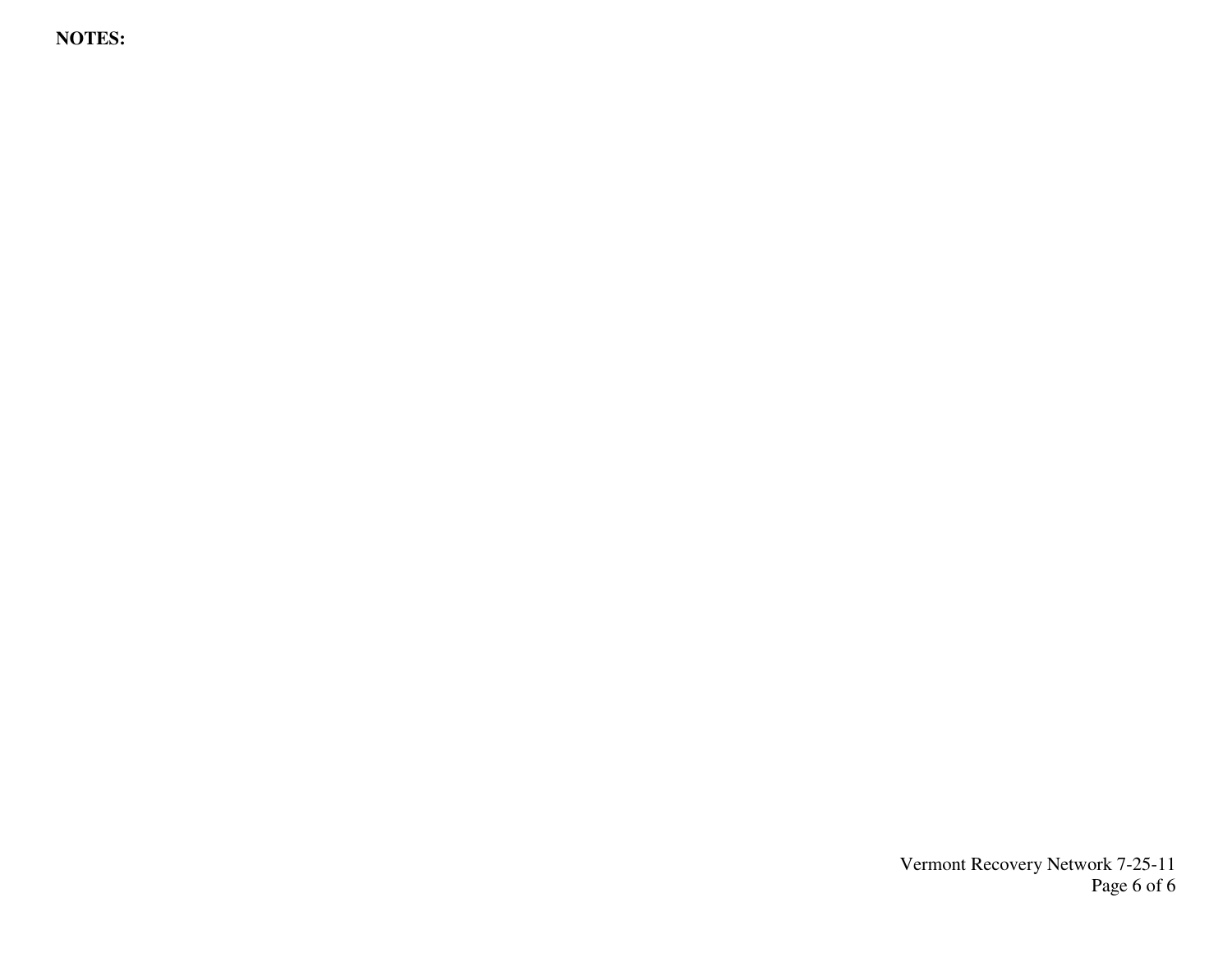**NOTES:**